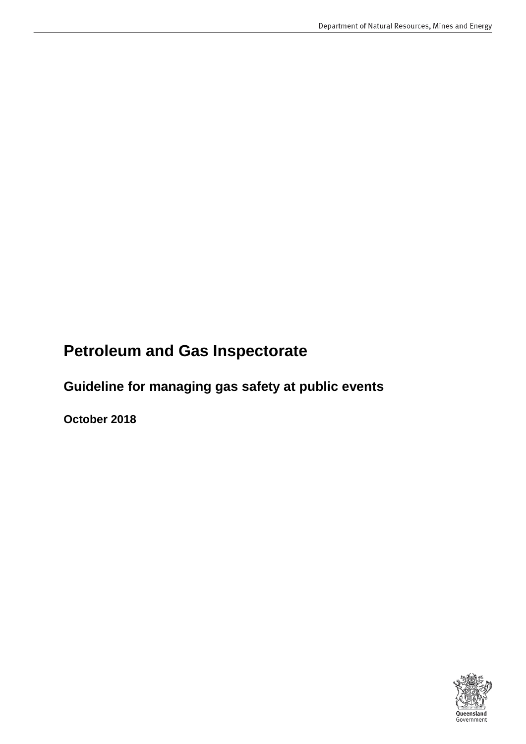# Petroleum and Gas Inspectorate

## Guideline for managing gas safety at public events

**October 2018**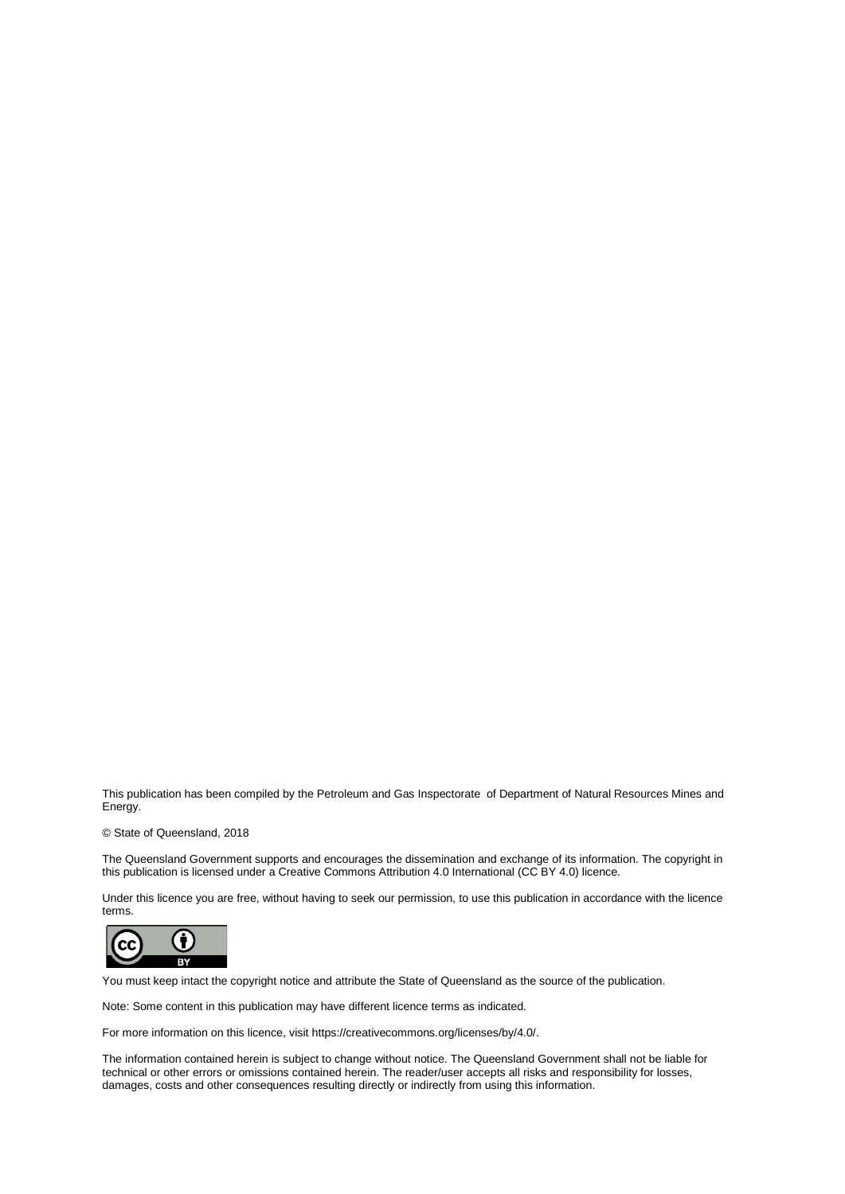This publication has been compiled by the Petroleum and Gas Inspectorate of Department of Natural Resources Mines and Energy.

© State of Queensland, 2018

The Queensland Government supports and encourages the dissemination and exchange of its information. The copyright in this publication is licensed under a Creative Commons Attribution 4.0 International (CC BY 4.0) licence.

Under this licence you are free, without having to seek our permission, to use this publication in accordance with the licence terms.

You must keep intact the copyright notice and attribute the State of Queensland as the source of the publication.

Note: Some content in this publication may have different licence terms as indicated.

For more information on this licence, visit https://creativecommons.org/licenses/by/4.0/.

The information contained herein is subject to change without notice. The Queensland Government shall not be liable for technical or other errors or omissions contained herein. The reader/user accepts all risks and responsibility for losses, damages, costs and other consequences resulting directly or indirectly from using this information.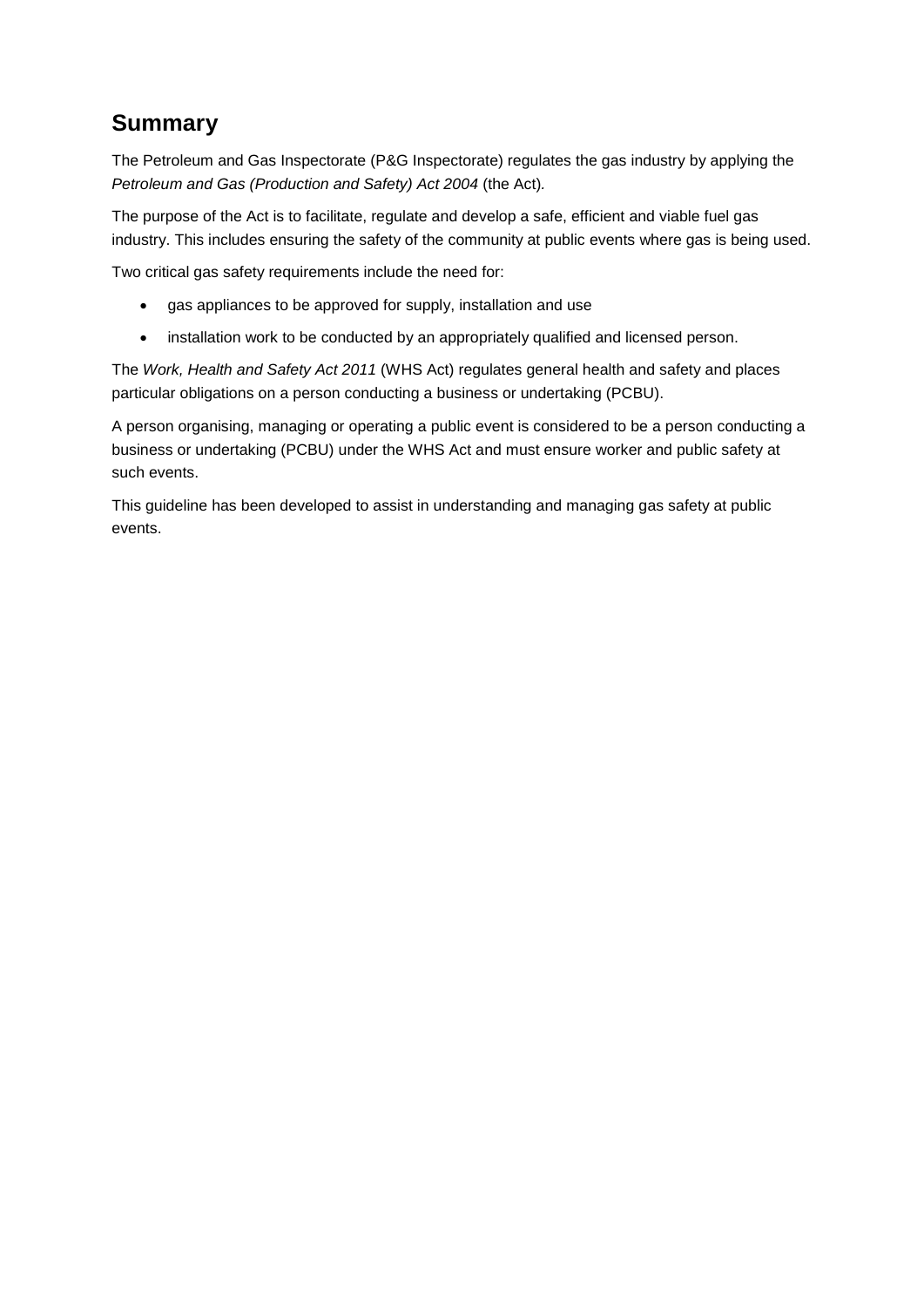## Summary

The Petroleum and Gas Inspectorate (P&G Inspectorate) regulates the gas industry by applying the *Petroleum and Gas (Production and Safety) Act 2004* (the Act).

The purpose of the Act is to facilitate, regulate and develop a safe, efficient and viable fuel gas industry. This includes ensuring the safety of the community at public events where gas is being used.

Two critical gas safety requirements include the need for:

- gas appliances to be approved for supply, installation and use
- installation work to be conducted by an appropriately qualified and licensed person.

The *Work, Health and Safety Act 2011* (WHS Act) regulates general health and safety and places particular obligations on a person conducting a business or undertaking (PCBU).

A person organising, managing or operating a public event is considered to be a person conducting a business or undertaking (PCBU) under the WHS Act and must ensure worker and public safety at such events.

This guideline has been developed to assist in understanding and managing gas safety at public events.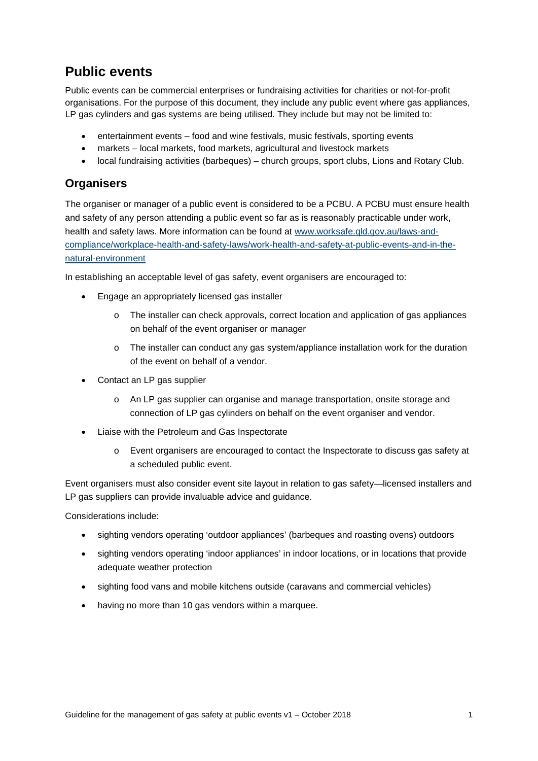## Public events

Public events can be commercial enterprises or fundraising activities for charities or not-for-profit organisations. For the purpose of this document, they include any public event where gas appliances, LP gas cylinders and gas systems are being utilised. They include but may not be limited to:

- entertainment events – food and wine festivals, music festivals, sporting events
- markets – local markets, food markets, agricultural and livestock markets
- local fundraising activities (barbeques) – church groups, sport clubs, Lions and Rotary Club.

### Organisers

The organiser or manager of a public event is considered to be a PCBU. A PCBU must ensure health and safety of any person attending a public event so far as is reasonably practicable under work, health and safety laws. More information can be found at [www.worksafe.qld.gov.au/laws-and-compliance/workplace-health-and-safety-laws/work-health-and-safety-at-public-events-and-in-the-natural-environment](www.worksafe.qld.gov.au/laws-and-compliance/workplace-health-and-safety-laws/work-health-and-safety-at-public-events-and-in-the-natural-environment)

In establishing an acceptable level of gas safety, event organisers are encouraged to:

- Engage an appropriately licensed gas installer
  - The installer can check approvals, correct location and application of gas appliances on behalf of the event organiser or manager
  - The installer can conduct any gas system/appliance installation work for the duration of the event on behalf of a vendor.
- Contact an LP gas supplier
  - An LP gas supplier can organise and manage transportation, onsite storage and connection of LP gas cylinders on behalf on the event organiser and vendor.
- Liaise with the Petroleum and Gas Inspectorate
  - Event organisers are encouraged to contact the Inspectorate to discuss gas safety at a scheduled public event.

Event organisers must also consider event site layout in relation to gas safety—licensed installers and LP gas suppliers can provide invaluable advice and guidance.

Considerations include:

- sighting vendors operating 'outdoor appliances' (barbeques and roasting ovens) outdoors
- sighting vendors operating 'indoor appliances' in indoor locations, or in locations that provide adequate weather protection
- sighting food vans and mobile kitchens outside (caravans and commercial vehicles)
- having no more than 10 gas vendors within a marquee.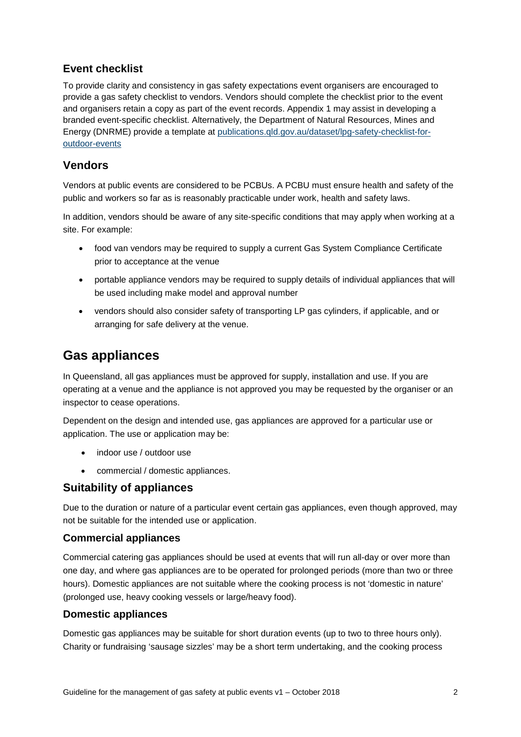## Event checklist

To provide clarity and consistency in gas safety expectations event organisers are encouraged to provide a gas safety checklist to vendors. Vendors should complete the checklist prior to the event and organisers retain a copy as part of the event records. Appendix 1 may assist in developing a branded event-specific checklist. Alternatively, the Department of Natural Resources, Mines and Energy (DNRME) provide a template at [publications.qld.gov.au/dataset/lpg-safety-checklist-for-outdoor-events](publications.qld.gov.au/dataset/lpg-safety-checklist-for-outdoor-events)

## Vendors

Vendors at public events are considered to be PCBUs. A PCBU must ensure health and safety of the public and workers so far as is reasonably practicable under work, health and safety laws.

In addition, vendors should be aware of any site-specific conditions that may apply when working at a site. For example:

- food van vendors may be required to supply a current Gas System Compliance Certificate prior to acceptance at the venue
- portable appliance vendors may be required to supply details of individual appliances that will be used including make model and approval number
- vendors should also consider safety of transporting LP gas cylinders, if applicable, and or arranging for safe delivery at the venue.

# Gas appliances

In Queensland, all gas appliances must be approved for supply, installation and use. If you are operating at a venue and the appliance is not approved you may be requested by the organiser or an inspector to cease operations.

Dependent on the design and intended use, gas appliances are approved for a particular use or application. The use or application may be:

- indoor use / outdoor use
- commercial / domestic appliances.

## Suitability of appliances

Due to the duration or nature of a particular event certain gas appliances, even though approved, may not be suitable for the intended use or application.

### Commercial appliances

Commercial catering gas appliances should be used at events that will run all-day or over more than one day, and where gas appliances are to be operated for prolonged periods (more than two or three hours). Domestic appliances are not suitable where the cooking process is not 'domestic in nature' (prolonged use, heavy cooking vessels or large/heavy food).

### Domestic appliances

Domestic gas appliances may be suitable for short duration events (up to two to three hours only). Charity or fundraising 'sausage sizzles' may be a short term undertaking, and the cooking process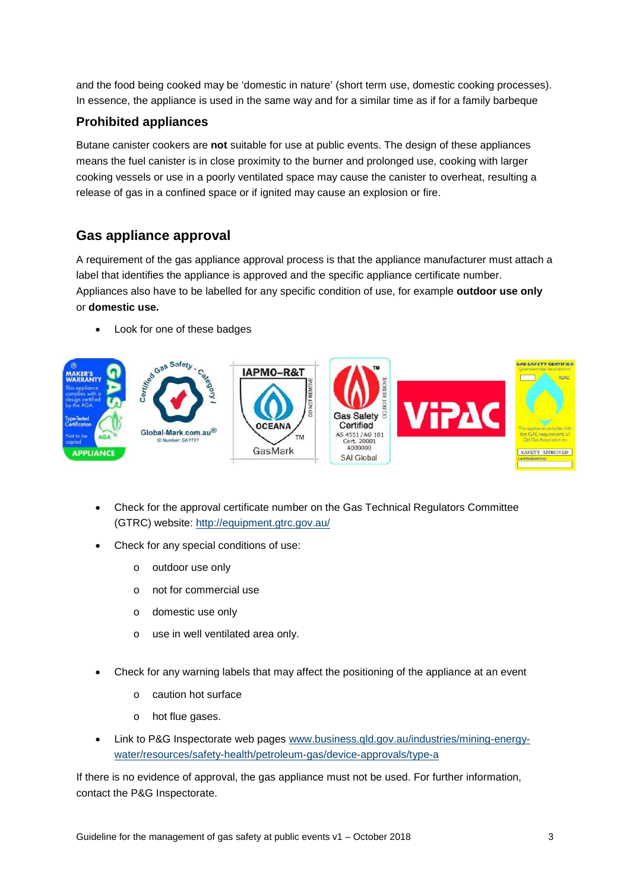and the food being cooked may be 'domestic in nature' (short term use, domestic cooking processes). In essence, the appliance is used in the same way and for a similar time as if for a family barbeque

### Prohibited appliances

Butane canister cookers are **not** suitable for use at public events. The design of these appliances means the fuel canister is in close proximity to the burner and prolonged use, cooking with larger cooking vessels or use in a poorly ventilated space may cause the canister to overheat, resulting a release of gas in a confined space or if ignited may cause an explosion or fire.

## Gas appliance approval

A requirement of the gas appliance approval process is that the appliance manufacturer must attach a label that identifies the appliance is approved and the specific appliance certificate number. Appliances also have to be labelled for any specific condition of use, for example **outdoor use only** or **domestic use.**

- Look for one of these badges

- Check for the approval certificate number on the Gas Technical Regulators Committee (GTRC) website: http://equipment.gtrc.gov.au/
- Check for any special conditions of use:
  - outdoor use only
  - not for commercial use
  - domestic use only
  - use in well ventilated area only.
- Check for any warning labels that may affect the positioning of the appliance at an event
  - caution hot surface
  - hot flue gases.
- Link to P&G Inspectorate web pages www.business.qld.gov.au/industries/mining-energy-water/resources/safety-health/petroleum-gas/device-approvals/type-a

If there is no evidence of approval, the gas appliance must not be used. For further information, contact the P&G Inspectorate.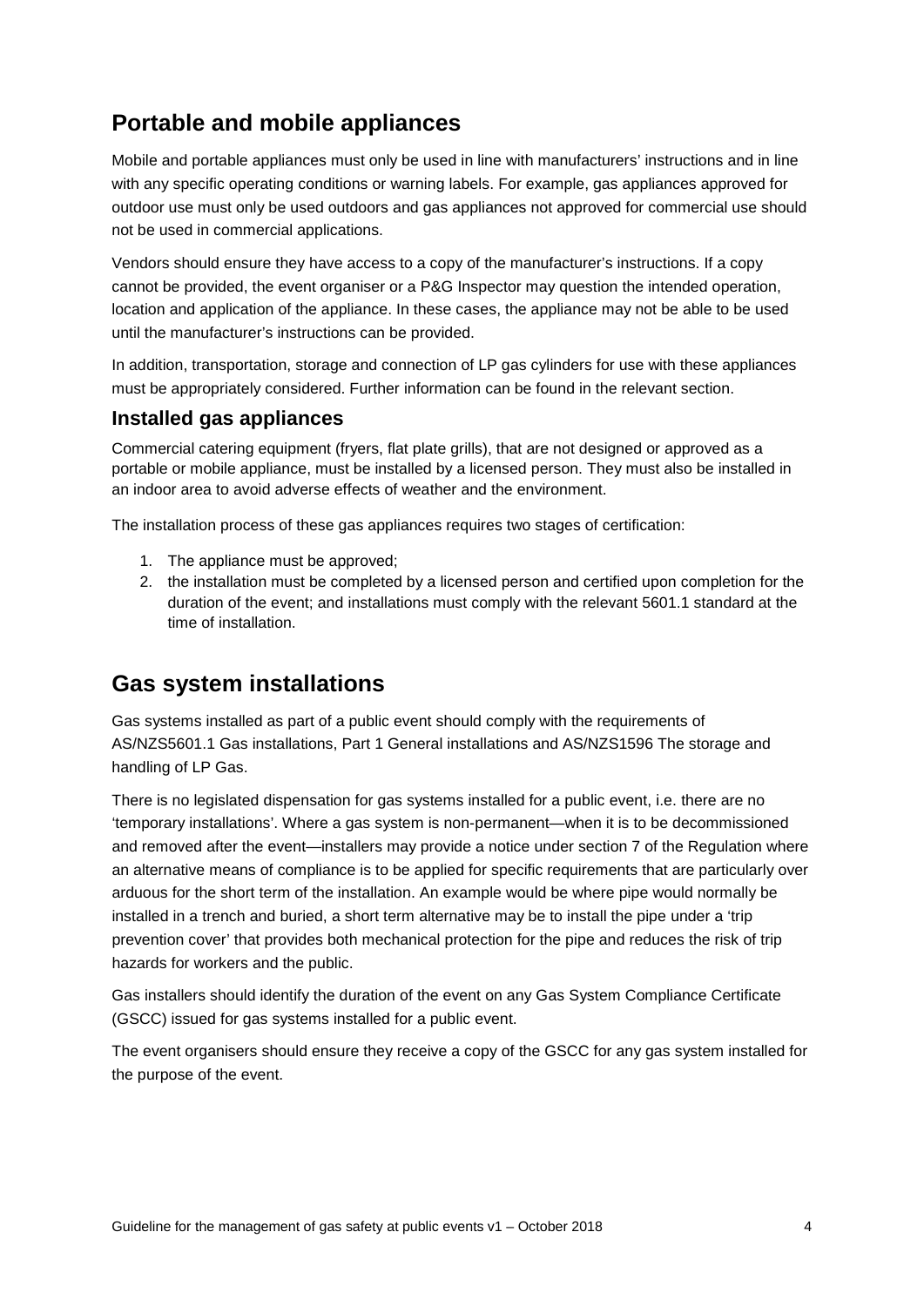## Portable and mobile appliances

Mobile and portable appliances must only be used in line with manufacturers' instructions and in line with any specific operating conditions or warning labels. For example, gas appliances approved for outdoor use must only be used outdoors and gas appliances not approved for commercial use should not be used in commercial applications.

Vendors should ensure they have access to a copy of the manufacturer's instructions. If a copy cannot be provided, the event organiser or a P&G Inspector may question the intended operation, location and application of the appliance. In these cases, the appliance may not be able to be used until the manufacturer's instructions can be provided.

In addition, transportation, storage and connection of LP gas cylinders for use with these appliances must be appropriately considered. Further information can be found in the relevant section.

### Installed gas appliances

Commercial catering equipment (fryers, flat plate grills), that are not designed or approved as a portable or mobile appliance, must be installed by a licensed person. They must also be installed in an indoor area to avoid adverse effects of weather and the environment.

The installation process of these gas appliances requires two stages of certification:

1. The appliance must be approved;
2. the installation must be completed by a licensed person and certified upon completion for the duration of the event; and installations must comply with the relevant 5601.1 standard at the time of installation.

## Gas system installations

Gas systems installed as part of a public event should comply with the requirements of AS/NZS5601.1 Gas installations, Part 1 General installations and AS/NZS1596 The storage and handling of LP Gas.

There is no legislated dispensation for gas systems installed for a public event, i.e. there are no 'temporary installations'. Where a gas system is non-permanent—when it is to be decommissioned and removed after the event—installers may provide a notice under section 7 of the Regulation where an alternative means of compliance is to be applied for specific requirements that are particularly over arduous for the short term of the installation. An example would be where pipe would normally be installed in a trench and buried, a short term alternative may be to install the pipe under a 'trip prevention cover' that provides both mechanical protection for the pipe and reduces the risk of trip hazards for workers and the public.

Gas installers should identify the duration of the event on any Gas System Compliance Certificate (GSCC) issued for gas systems installed for a public event.

The event organisers should ensure they receive a copy of the GSCC for any gas system installed for the purpose of the event.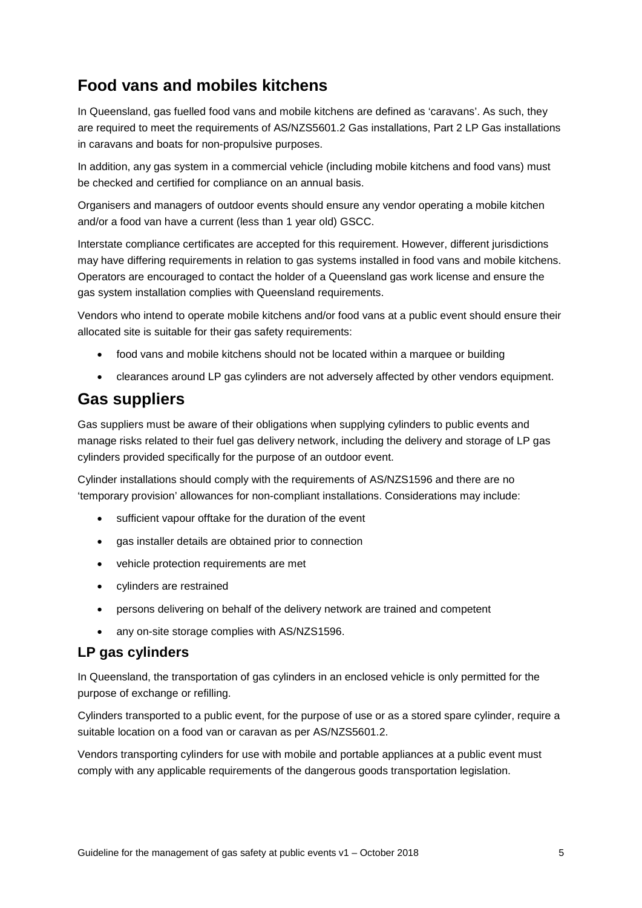## Food vans and mobiles kitchens

In Queensland, gas fuelled food vans and mobile kitchens are defined as 'caravans'. As such, they are required to meet the requirements of AS/NZS5601.2 Gas installations, Part 2 LP Gas installations in caravans and boats for non-propulsive purposes.

In addition, any gas system in a commercial vehicle (including mobile kitchens and food vans) must be checked and certified for compliance on an annual basis.

Organisers and managers of outdoor events should ensure any vendor operating a mobile kitchen and/or a food van have a current (less than 1 year old) GSCC.

Interstate compliance certificates are accepted for this requirement. However, different jurisdictions may have differing requirements in relation to gas systems installed in food vans and mobile kitchens. Operators are encouraged to contact the holder of a Queensland gas work license and ensure the gas system installation complies with Queensland requirements.

Vendors who intend to operate mobile kitchens and/or food vans at a public event should ensure their allocated site is suitable for their gas safety requirements:

- food vans and mobile kitchens should not be located within a marquee or building
- clearances around LP gas cylinders are not adversely affected by other vendors equipment.

## Gas suppliers

Gas suppliers must be aware of their obligations when supplying cylinders to public events and manage risks related to their fuel gas delivery network, including the delivery and storage of LP gas cylinders provided specifically for the purpose of an outdoor event.

Cylinder installations should comply with the requirements of AS/NZS1596 and there are no 'temporary provision' allowances for non-compliant installations. Considerations may include:

- sufficient vapour offtake for the duration of the event
- gas installer details are obtained prior to connection
- vehicle protection requirements are met
- cylinders are restrained
- persons delivering on behalf of the delivery network are trained and competent
- any on-site storage complies with AS/NZS1596.

### LP gas cylinders

In Queensland, the transportation of gas cylinders in an enclosed vehicle is only permitted for the purpose of exchange or refilling.

Cylinders transported to a public event, for the purpose of use or as a stored spare cylinder, require a suitable location on a food van or caravan as per AS/NZS5601.2.

Vendors transporting cylinders for use with mobile and portable appliances at a public event must comply with any applicable requirements of the dangerous goods transportation legislation.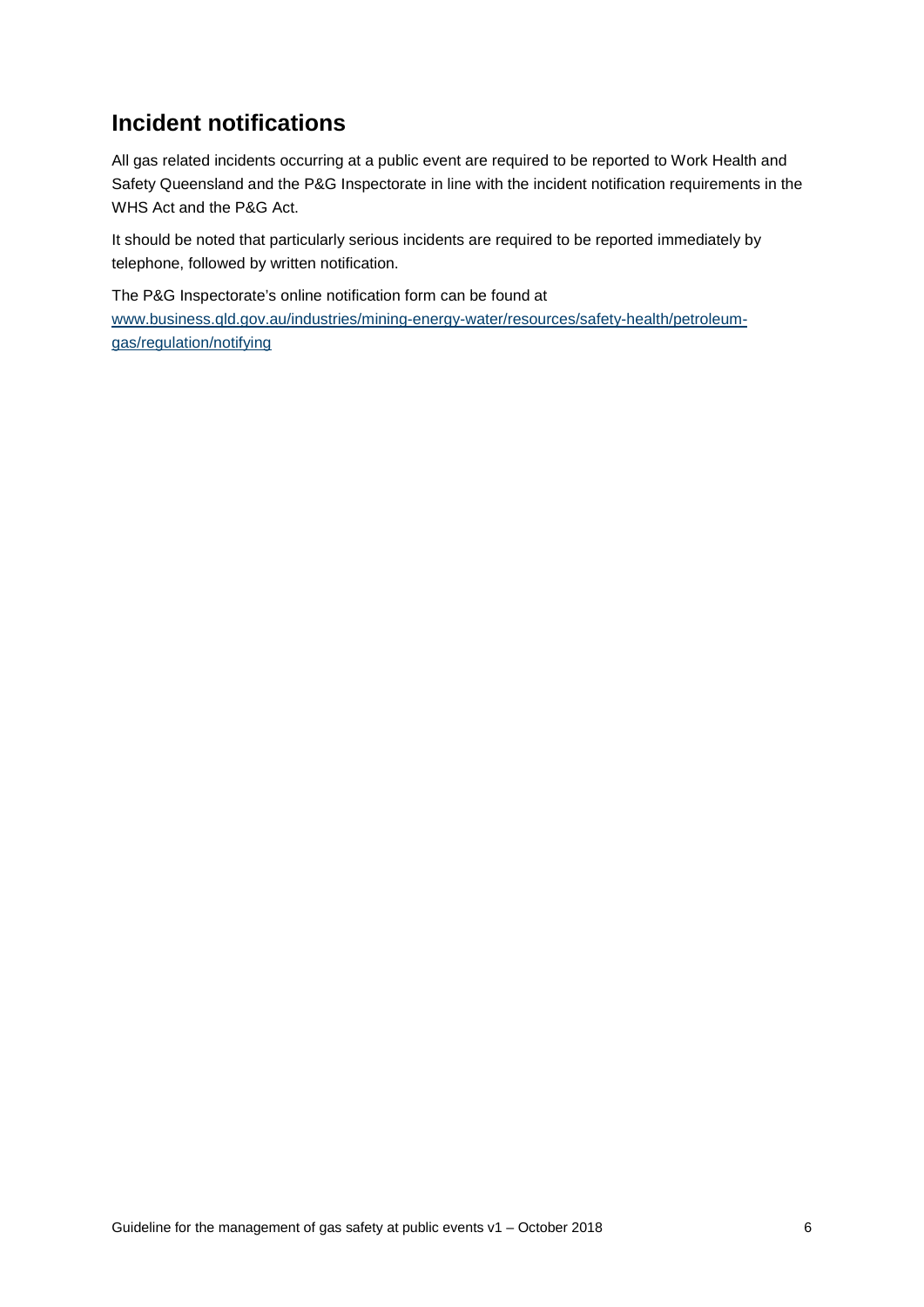## Incident notifications

All gas related incidents occurring at a public event are required to be reported to Work Health and Safety Queensland and the P&G Inspectorate in line with the incident notification requirements in the WHS Act and the P&G Act.

It should be noted that particularly serious incidents are required to be reported immediately by telephone, followed by written notification.

The P&G Inspectorate's online notification form can be found at [www.business.qld.gov.au/industries/mining-energy-water/resources/safety-health/petroleum-gas/regulation/notifying](http://www.business.qld.gov.au/industries/mining-energy-water/resources/safety-health/petroleum-gas/regulation/notifying)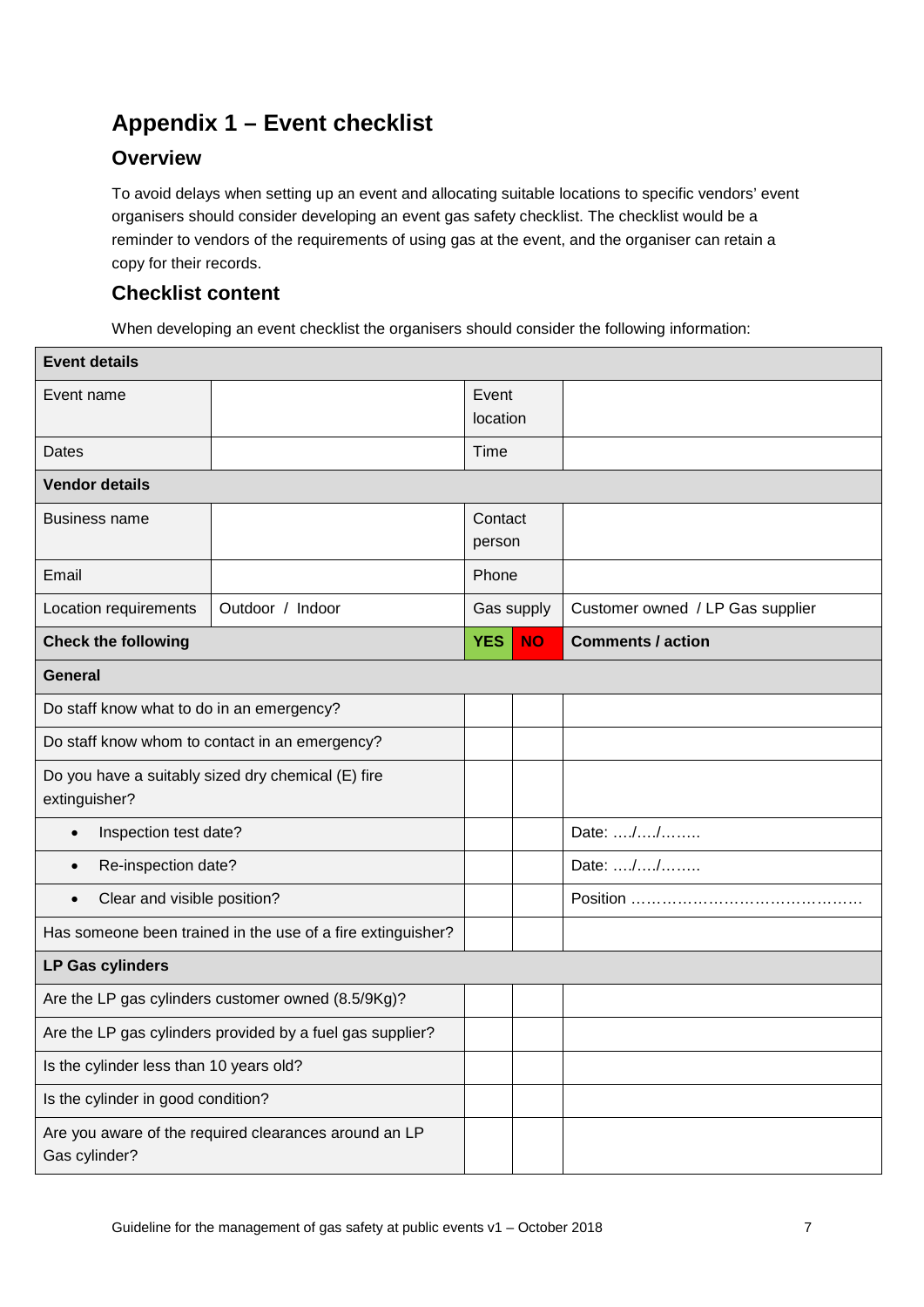# Appendix 1 – Event checklist

## Overview

To avoid delays when setting up an event and allocating suitable locations to specific vendors' event organisers should consider developing an event gas safety checklist. The checklist would be a reminder to vendors of the requirements of using gas at the event, and the organiser can retain a copy for their records.

## Checklist content

When developing an event checklist the organisers should consider the following information:

| **Event details** | | | | |
|---|---|---|---|---|
| Event name | | Event location | | |
| Dates | | Time | | |
| **Vendor details** | | | | |
| Business name | | Contact person | | |
| Email | | Phone | | |
| Location requirements | Outdoor / Indoor | Gas supply | Customer owned / LP Gas supplier | |
| **Check the following** | | **YES** | **NO** | **Comments / action** |
| **General** | | | | |
| Do staff know what to do in an emergency? | | | | |
| Do staff know whom to contact in an emergency? | | | | |
| Do you have a suitably sized dry chemical (E) fire extinguisher? | | | | |
| • Inspection test date? | | | | Date: …./…./…….. |
| • Re-inspection date? | | | | Date: …./…./…….. |
| • Clear and visible position? | | | | Position ……………………………………… |
| Has someone been trained in the use of a fire extinguisher? | | | | |
| **LP Gas cylinders** | | | | |
| Are the LP gas cylinders customer owned (8.5/9Kg)? | | | | |
| Are the LP gas cylinders provided by a fuel gas supplier? | | | | |
| Is the cylinder less than 10 years old? | | | | |
| Is the cylinder in good condition? | | | | |
| Are you aware of the required clearances around an LP Gas cylinder? | | | | |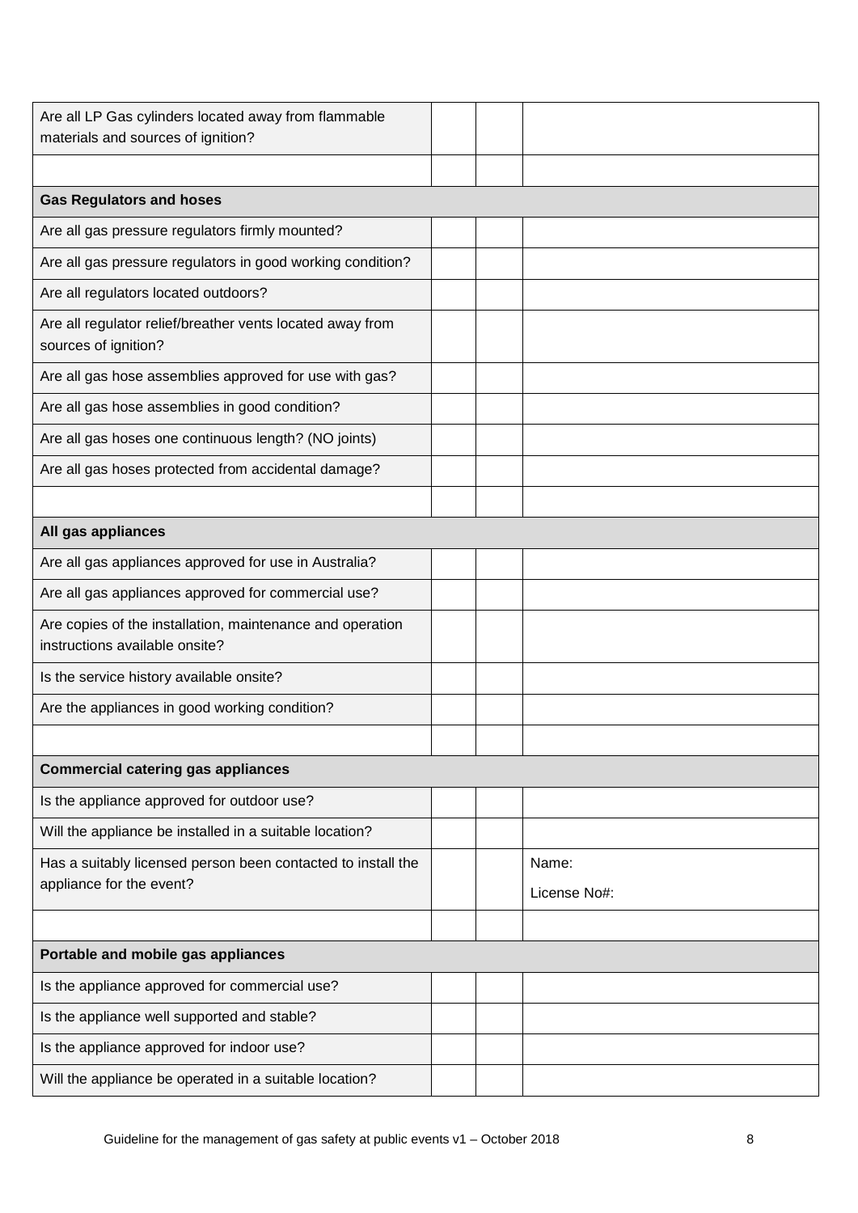| | | | |
|---|---|---|---|
| Are all LP Gas cylinders located away from flammable materials and sources of ignition? | | | |
| | | | |
| **Gas Regulators and hoses** | | | |
| Are all gas pressure regulators firmly mounted? | | | |
| Are all gas pressure regulators in good working condition? | | | |
| Are all regulators located outdoors? | | | |
| Are all regulator relief/breather vents located away from sources of ignition? | | | |
| Are all gas hose assemblies approved for use with gas? | | | |
| Are all gas hose assemblies in good condition? | | | |
| Are all gas hoses one continuous length? (NO joints) | | | |
| Are all gas hoses protected from accidental damage? | | | |
| | | | |
| **All gas appliances** | | | |
| Are all gas appliances approved for use in Australia? | | | |
| Are all gas appliances approved for commercial use? | | | |
| Are copies of the installation, maintenance and operation instructions available onsite? | | | |
| Is the service history available onsite? | | | |
| Are the appliances in good working condition? | | | |
| | | | |
| **Commercial catering gas appliances** | | | |
| Is the appliance approved for outdoor use? | | | |
| Will the appliance be installed in a suitable location? | | | |
| Has a suitably licensed person been contacted to install the appliance for the event? | | | Name:<br>License No#: |
| | | | |
| **Portable and mobile gas appliances** | | | |
| Is the appliance approved for commercial use? | | | |
| Is the appliance well supported and stable? | | | |
| Is the appliance approved for indoor use? | | | |
| Will the appliance be operated in a suitable location? | | | |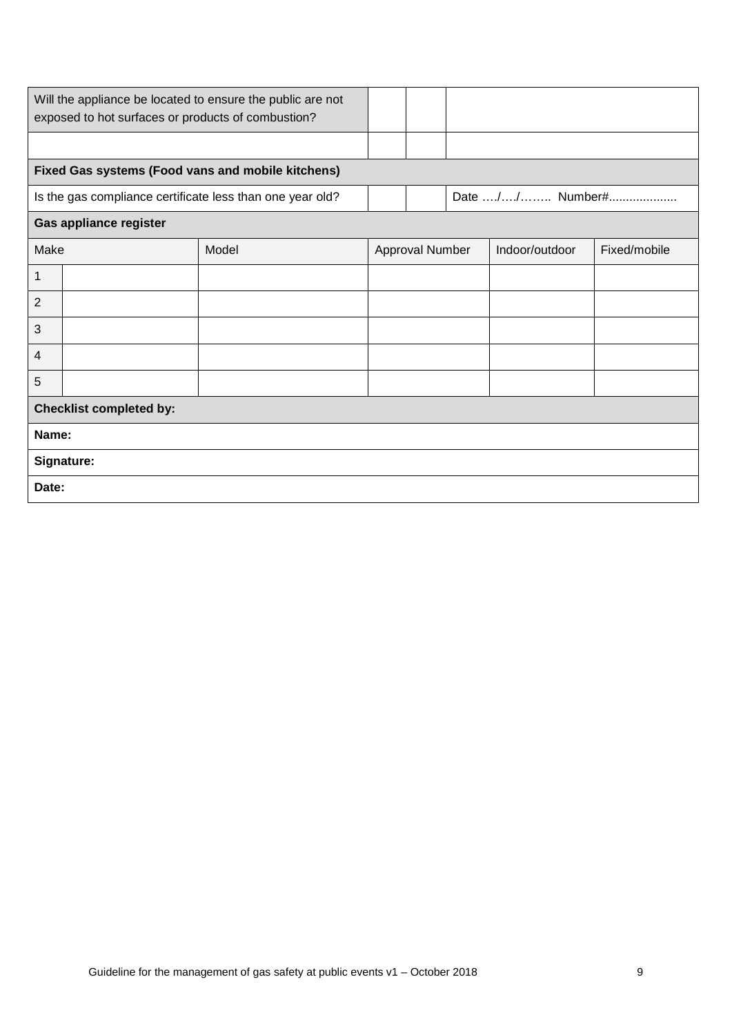| | | | |
|---|---|---|---|
| Will the appliance be located to ensure the public are not exposed to hot surfaces or products of combustion? | | | |
| | | | |
| **Fixed Gas systems (Food vans and mobile kitchens)** | | | |
| Is the gas compliance certificate less than one year old? | | | Date …./…./…….. Number#.................... |

| | | | | | |
|---|---|---|---|---|---|
| **Gas appliance register** | | | | | |
| Make | | Model | Approval Number | Indoor/outdoor | Fixed/mobile |
| 1 | | | | | |
| 2 | | | | | |
| 3 | | | | | |
| 4 | | | | | |
| 5 | | | | | |

| |
|---|
| **Checklist completed by:** |
| **Name:** |
| **Signature:** |
| **Date:** |